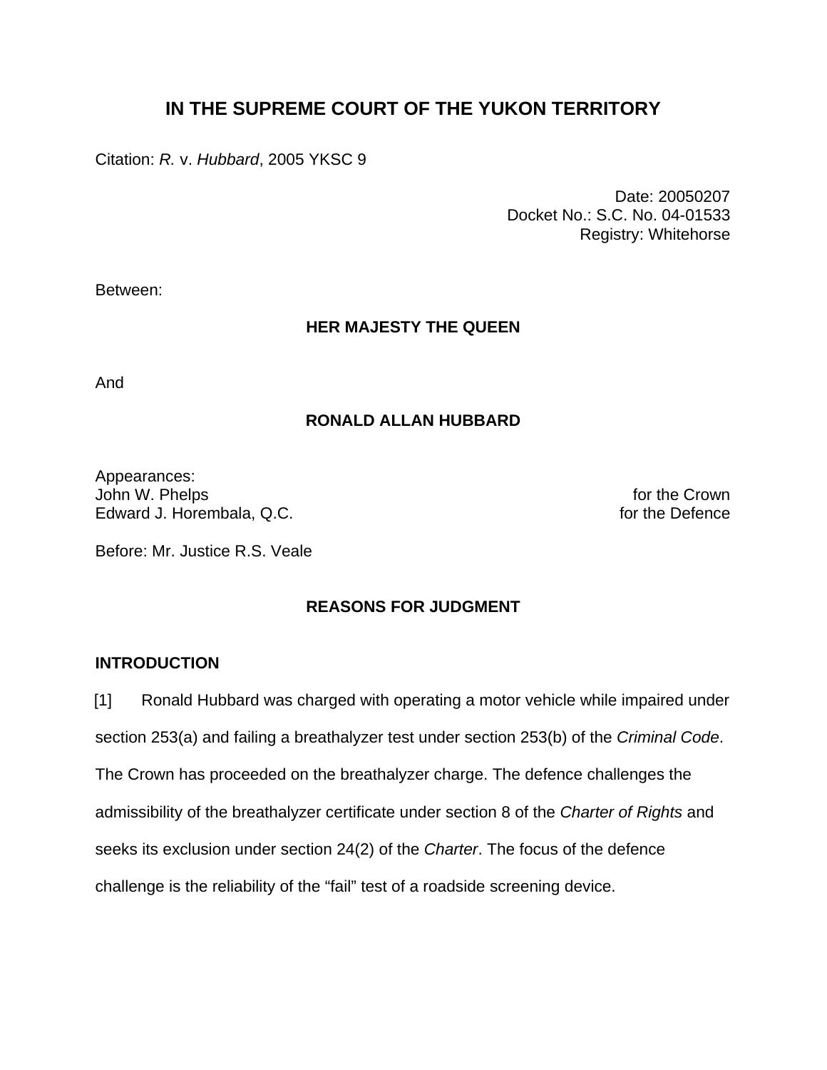# IN THE SUPREME COURT OF THE YUKON TERRITORY

Citation: *R.* v. *Hubbard*, 2005 YKSC 9

Date: 20050207
Docket No.: S.C. No. 04-01533
Registry: Whitehorse

Between:

**HER MAJESTY THE QUEEN**

And

**RONALD ALLAN HUBBARD**

Appearances:
John W. Phelps for the Crown
Edward J. Horembala, Q.C. for the Defence

Before: Mr. Justice R.S. Veale

## REASONS FOR JUDGMENT

### INTRODUCTION

[1] Ronald Hubbard was charged with operating a motor vehicle while impaired under section 253(a) and failing a breathalyzer test under section 253(b) of the *Criminal Code*. The Crown has proceeded on the breathalyzer charge. The defence challenges the admissibility of the breathalyzer certificate under section 8 of the *Charter of Rights* and seeks its exclusion under section 24(2) of the *Charter*. The focus of the defence challenge is the reliability of the "fail" test of a roadside screening device.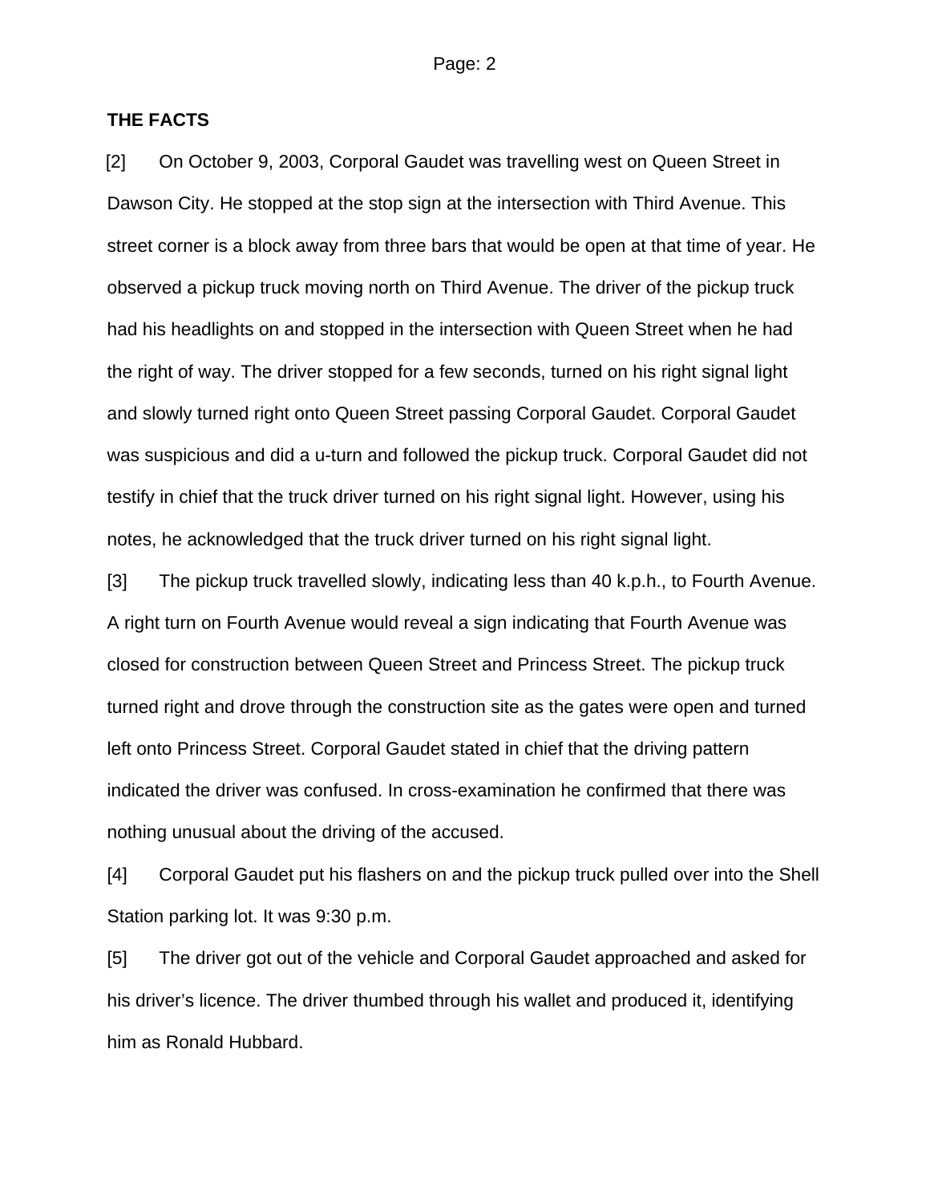**THE FACTS**

[2] On October 9, 2003, Corporal Gaudet was travelling west on Queen Street in Dawson City. He stopped at the stop sign at the intersection with Third Avenue. This street corner is a block away from three bars that would be open at that time of year. He observed a pickup truck moving north on Third Avenue. The driver of the pickup truck had his headlights on and stopped in the intersection with Queen Street when he had the right of way. The driver stopped for a few seconds, turned on his right signal light and slowly turned right onto Queen Street passing Corporal Gaudet. Corporal Gaudet was suspicious and did a u-turn and followed the pickup truck. Corporal Gaudet did not testify in chief that the truck driver turned on his right signal light. However, using his notes, he acknowledged that the truck driver turned on his right signal light.

[3] The pickup truck travelled slowly, indicating less than 40 k.p.h., to Fourth Avenue. A right turn on Fourth Avenue would reveal a sign indicating that Fourth Avenue was closed for construction between Queen Street and Princess Street. The pickup truck turned right and drove through the construction site as the gates were open and turned left onto Princess Street. Corporal Gaudet stated in chief that the driving pattern indicated the driver was confused. In cross-examination he confirmed that there was nothing unusual about the driving of the accused.

[4] Corporal Gaudet put his flashers on and the pickup truck pulled over into the Shell Station parking lot. It was 9:30 p.m.

[5] The driver got out of the vehicle and Corporal Gaudet approached and asked for his driver's licence. The driver thumbed through his wallet and produced it, identifying him as Ronald Hubbard.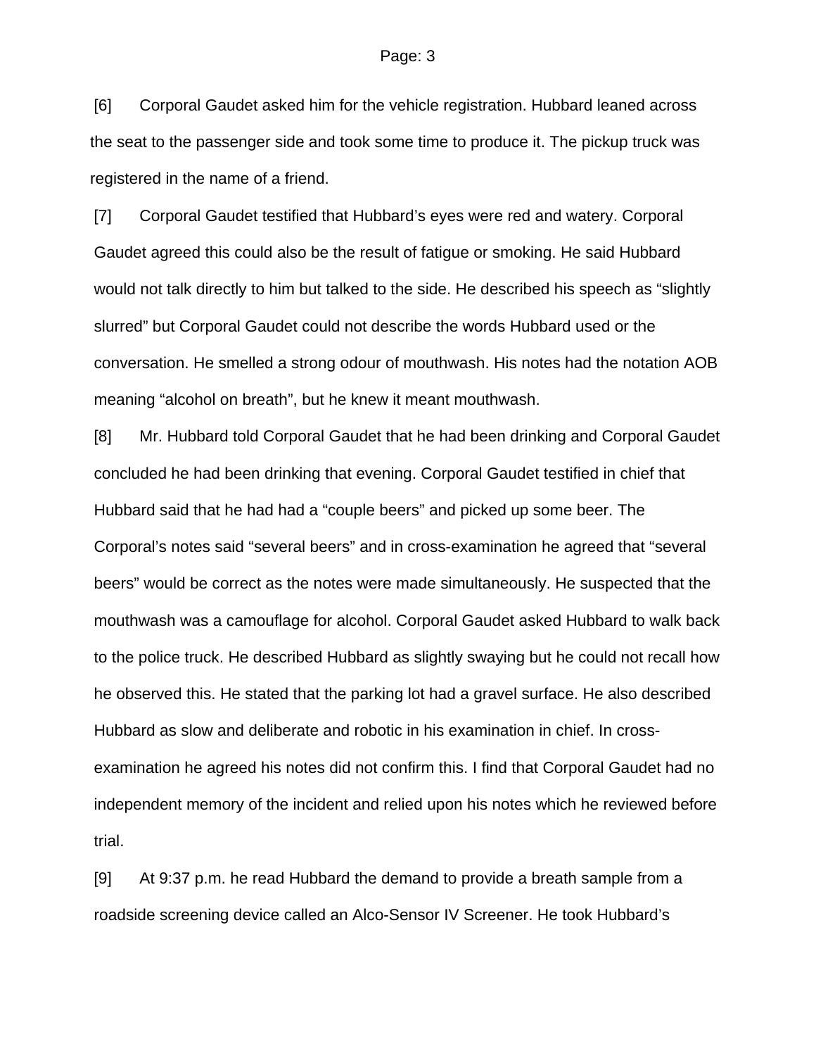[6] Corporal Gaudet asked him for the vehicle registration. Hubbard leaned across the seat to the passenger side and took some time to produce it. The pickup truck was registered in the name of a friend.

[7] Corporal Gaudet testified that Hubbard's eyes were red and watery. Corporal Gaudet agreed this could also be the result of fatigue or smoking. He said Hubbard would not talk directly to him but talked to the side. He described his speech as "slightly slurred" but Corporal Gaudet could not describe the words Hubbard used or the conversation. He smelled a strong odour of mouthwash. His notes had the notation AOB meaning "alcohol on breath", but he knew it meant mouthwash.

[8] Mr. Hubbard told Corporal Gaudet that he had been drinking and Corporal Gaudet concluded he had been drinking that evening. Corporal Gaudet testified in chief that Hubbard said that he had had a "couple beers" and picked up some beer. The Corporal's notes said "several beers" and in cross-examination he agreed that "several beers" would be correct as the notes were made simultaneously. He suspected that the mouthwash was a camouflage for alcohol. Corporal Gaudet asked Hubbard to walk back to the police truck. He described Hubbard as slightly swaying but he could not recall how he observed this. He stated that the parking lot had a gravel surface. He also described Hubbard as slow and deliberate and robotic in his examination in chief. In cross-examination he agreed his notes did not confirm this. I find that Corporal Gaudet had no independent memory of the incident and relied upon his notes which he reviewed before trial.

[9] At 9:37 p.m. he read Hubbard the demand to provide a breath sample from a roadside screening device called an Alco-Sensor IV Screener. He took Hubbard's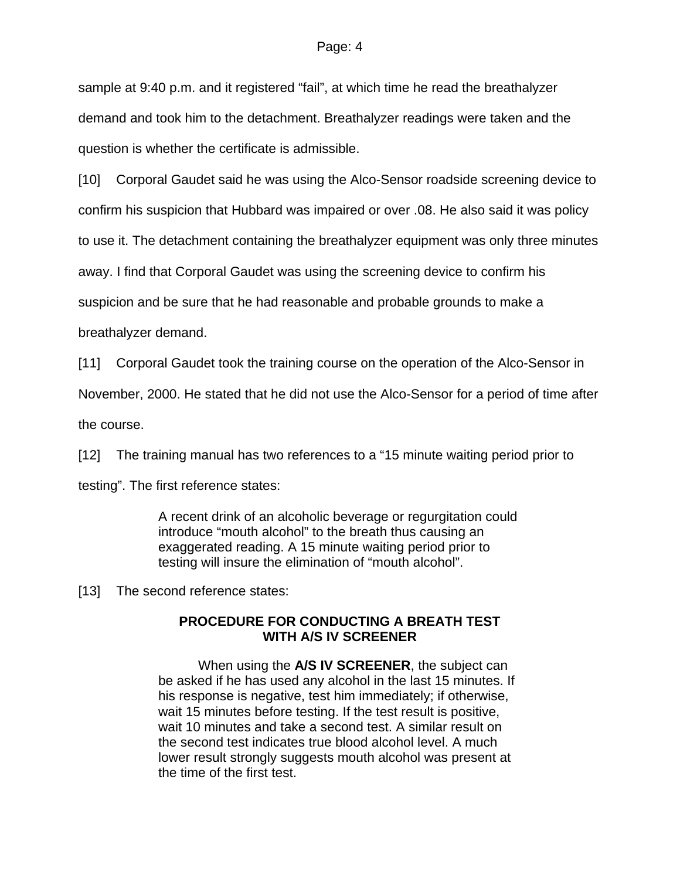sample at 9:40 p.m. and it registered "fail", at which time he read the breathalyzer demand and took him to the detachment. Breathalyzer readings were taken and the question is whether the certificate is admissible.

[10] Corporal Gaudet said he was using the Alco-Sensor roadside screening device to confirm his suspicion that Hubbard was impaired or over .08. He also said it was policy to use it. The detachment containing the breathalyzer equipment was only three minutes away. I find that Corporal Gaudet was using the screening device to confirm his suspicion and be sure that he had reasonable and probable grounds to make a breathalyzer demand.

[11] Corporal Gaudet took the training course on the operation of the Alco-Sensor in November, 2000. He stated that he did not use the Alco-Sensor for a period of time after the course.

[12] The training manual has two references to a "15 minute waiting period prior to testing". The first reference states:

> A recent drink of an alcoholic beverage or regurgitation could introduce "mouth alcohol" to the breath thus causing an exaggerated reading. A 15 minute waiting period prior to testing will insure the elimination of "mouth alcohol".

[13] The second reference states:

> **PROCEDURE FOR CONDUCTING A BREATH TEST WITH A/S IV SCREENER**
>
> When using the **A/S IV SCREENER**, the subject can be asked if he has used any alcohol in the last 15 minutes. If his response is negative, test him immediately; if otherwise, wait 15 minutes before testing. If the test result is positive, wait 10 minutes and take a second test. A similar result on the second test indicates true blood alcohol level. A much lower result strongly suggests mouth alcohol was present at the time of the first test.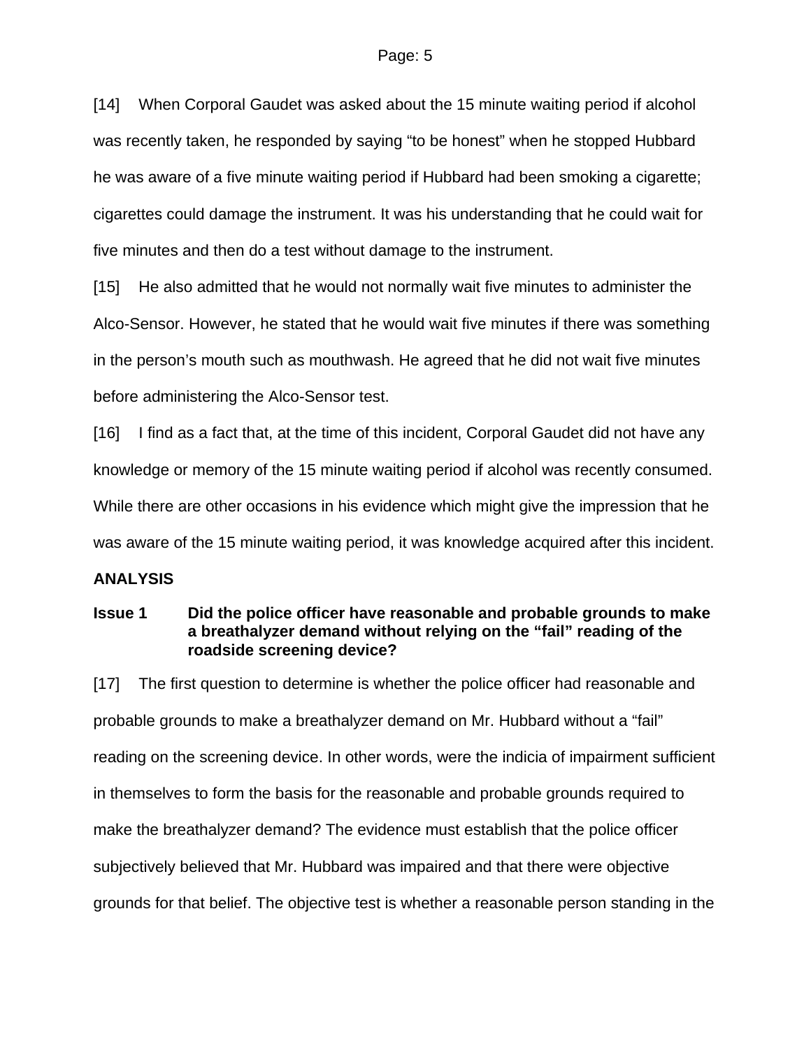[14] When Corporal Gaudet was asked about the 15 minute waiting period if alcohol was recently taken, he responded by saying "to be honest" when he stopped Hubbard he was aware of a five minute waiting period if Hubbard had been smoking a cigarette; cigarettes could damage the instrument. It was his understanding that he could wait for five minutes and then do a test without damage to the instrument.

[15] He also admitted that he would not normally wait five minutes to administer the Alco-Sensor. However, he stated that he would wait five minutes if there was something in the person's mouth such as mouthwash. He agreed that he did not wait five minutes before administering the Alco-Sensor test.

[16] I find as a fact that, at the time of this incident, Corporal Gaudet did not have any knowledge or memory of the 15 minute waiting period if alcohol was recently consumed. While there are other occasions in his evidence which might give the impression that he was aware of the 15 minute waiting period, it was knowledge acquired after this incident.

**ANALYSIS**

**Issue 1 Did the police officer have reasonable and probable grounds to make a breathalyzer demand without relying on the "fail" reading of the roadside screening device?**

[17] The first question to determine is whether the police officer had reasonable and probable grounds to make a breathalyzer demand on Mr. Hubbard without a "fail" reading on the screening device. In other words, were the indicia of impairment sufficient in themselves to form the basis for the reasonable and probable grounds required to make the breathalyzer demand? The evidence must establish that the police officer subjectively believed that Mr. Hubbard was impaired and that there were objective grounds for that belief. The objective test is whether a reasonable person standing in the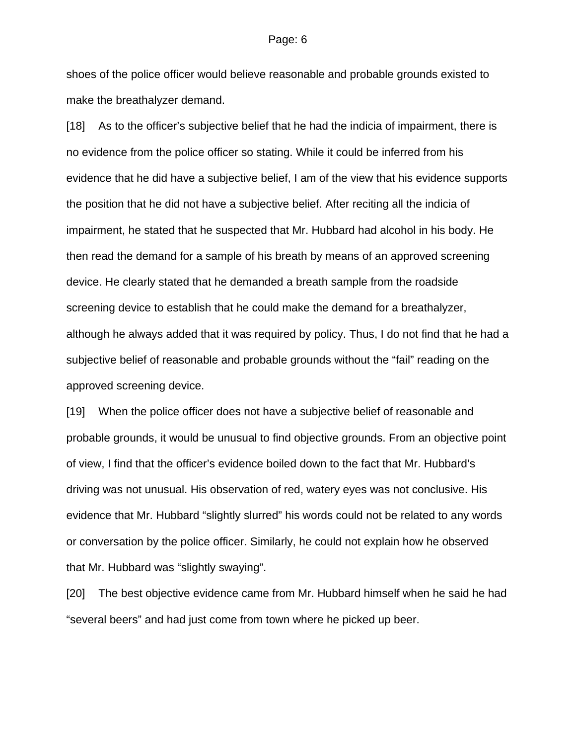shoes of the police officer would believe reasonable and probable grounds existed to make the breathalyzer demand.

[18] As to the officer's subjective belief that he had the indicia of impairment, there is no evidence from the police officer so stating. While it could be inferred from his evidence that he did have a subjective belief, I am of the view that his evidence supports the position that he did not have a subjective belief. After reciting all the indicia of impairment, he stated that he suspected that Mr. Hubbard had alcohol in his body. He then read the demand for a sample of his breath by means of an approved screening device. He clearly stated that he demanded a breath sample from the roadside screening device to establish that he could make the demand for a breathalyzer, although he always added that it was required by policy. Thus, I do not find that he had a subjective belief of reasonable and probable grounds without the "fail" reading on the approved screening device.

[19] When the police officer does not have a subjective belief of reasonable and probable grounds, it would be unusual to find objective grounds. From an objective point of view, I find that the officer's evidence boiled down to the fact that Mr. Hubbard's driving was not unusual. His observation of red, watery eyes was not conclusive. His evidence that Mr. Hubbard "slightly slurred" his words could not be related to any words or conversation by the police officer. Similarly, he could not explain how he observed that Mr. Hubbard was "slightly swaying".

[20] The best objective evidence came from Mr. Hubbard himself when he said he had "several beers" and had just come from town where he picked up beer.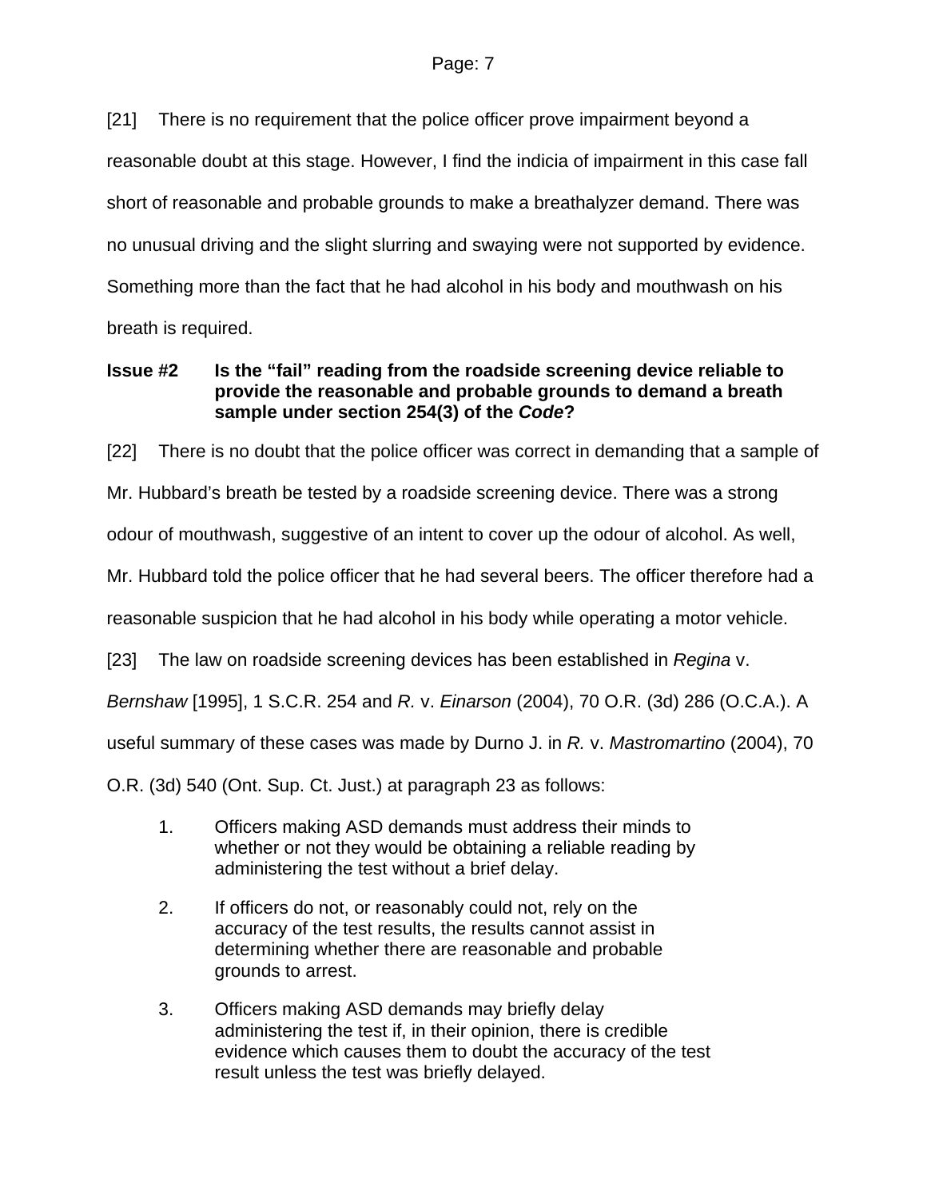[21] There is no requirement that the police officer prove impairment beyond a reasonable doubt at this stage. However, I find the indicia of impairment in this case fall short of reasonable and probable grounds to make a breathalyzer demand. There was no unusual driving and the slight slurring and swaying were not supported by evidence. Something more than the fact that he had alcohol in his body and mouthwash on his breath is required.

**Issue #2 Is the "fail" reading from the roadside screening device reliable to provide the reasonable and probable grounds to demand a breath sample under section 254(3) of the *Code*?**

[22] There is no doubt that the police officer was correct in demanding that a sample of Mr. Hubbard's breath be tested by a roadside screening device. There was a strong odour of mouthwash, suggestive of an intent to cover up the odour of alcohol. As well, Mr. Hubbard told the police officer that he had several beers. The officer therefore had a reasonable suspicion that he had alcohol in his body while operating a motor vehicle.

[23] The law on roadside screening devices has been established in *Regina* v. *Bernshaw* [1995], 1 S.C.R. 254 and *R.* v. *Einarson* (2004), 70 O.R. (3d) 286 (O.C.A.). A useful summary of these cases was made by Durno J. in *R.* v. *Mastromartino* (2004), 70 O.R. (3d) 540 (Ont. Sup. Ct. Just.) at paragraph 23 as follows:

> 1. Officers making ASD demands must address their minds to whether or not they would be obtaining a reliable reading by administering the test without a brief delay.
>
> 2. If officers do not, or reasonably could not, rely on the accuracy of the test results, the results cannot assist in determining whether there are reasonable and probable grounds to arrest.
>
> 3. Officers making ASD demands may briefly delay administering the test if, in their opinion, there is credible evidence which causes them to doubt the accuracy of the test result unless the test was briefly delayed.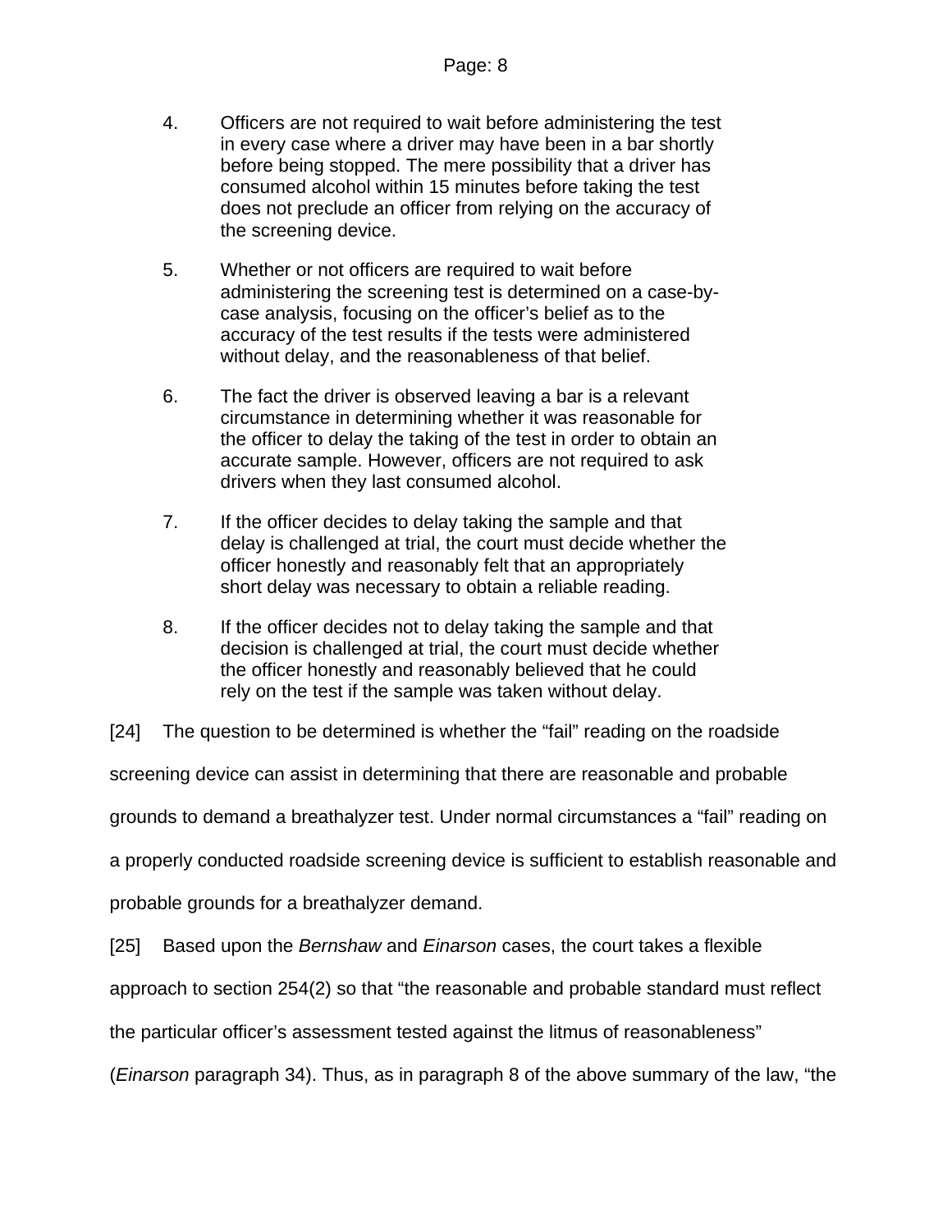4. Officers are not required to wait before administering the test in every case where a driver may have been in a bar shortly before being stopped. The mere possibility that a driver has consumed alcohol within 15 minutes before taking the test does not preclude an officer from relying on the accuracy of the screening device.

5. Whether or not officers are required to wait before administering the screening test is determined on a case-by-case analysis, focusing on the officer's belief as to the accuracy of the test results if the tests were administered without delay, and the reasonableness of that belief.

6. The fact the driver is observed leaving a bar is a relevant circumstance in determining whether it was reasonable for the officer to delay the taking of the test in order to obtain an accurate sample. However, officers are not required to ask drivers when they last consumed alcohol.

7. If the officer decides to delay taking the sample and that delay is challenged at trial, the court must decide whether the officer honestly and reasonably felt that an appropriately short delay was necessary to obtain a reliable reading.

8. If the officer decides not to delay taking the sample and that decision is challenged at trial, the court must decide whether the officer honestly and reasonably believed that he could rely on the test if the sample was taken without delay.

[24] The question to be determined is whether the "fail" reading on the roadside screening device can assist in determining that there are reasonable and probable grounds to demand a breathalyzer test. Under normal circumstances a "fail" reading on a properly conducted roadside screening device is sufficient to establish reasonable and probable grounds for a breathalyzer demand.

[25] Based upon the *Bernshaw* and *Einarson* cases, the court takes a flexible approach to section 254(2) so that "the reasonable and probable standard must reflect the particular officer's assessment tested against the litmus of reasonableness" (*Einarson* paragraph 34). Thus, as in paragraph 8 of the above summary of the law, "the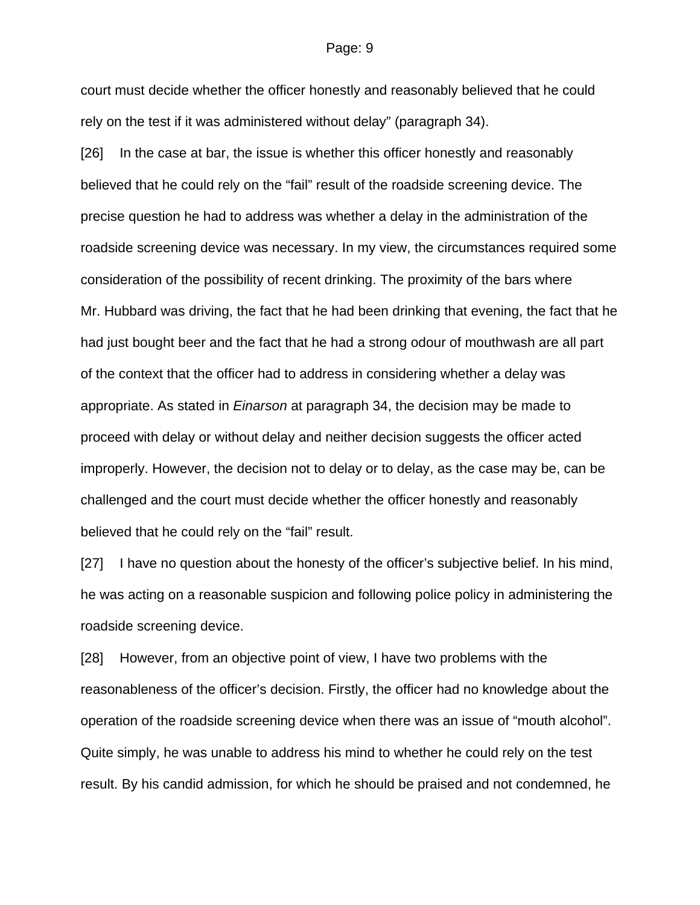court must decide whether the officer honestly and reasonably believed that he could rely on the test if it was administered without delay" (paragraph 34).

[26] In the case at bar, the issue is whether this officer honestly and reasonably believed that he could rely on the "fail" result of the roadside screening device. The precise question he had to address was whether a delay in the administration of the roadside screening device was necessary. In my view, the circumstances required some consideration of the possibility of recent drinking. The proximity of the bars where Mr. Hubbard was driving, the fact that he had been drinking that evening, the fact that he had just bought beer and the fact that he had a strong odour of mouthwash are all part of the context that the officer had to address in considering whether a delay was appropriate. As stated in *Einarson* at paragraph 34, the decision may be made to proceed with delay or without delay and neither decision suggests the officer acted improperly. However, the decision not to delay or to delay, as the case may be, can be challenged and the court must decide whether the officer honestly and reasonably believed that he could rely on the "fail" result.

[27] I have no question about the honesty of the officer's subjective belief. In his mind, he was acting on a reasonable suspicion and following police policy in administering the roadside screening device.

[28] However, from an objective point of view, I have two problems with the reasonableness of the officer's decision. Firstly, the officer had no knowledge about the operation of the roadside screening device when there was an issue of "mouth alcohol". Quite simply, he was unable to address his mind to whether he could rely on the test result. By his candid admission, for which he should be praised and not condemned, he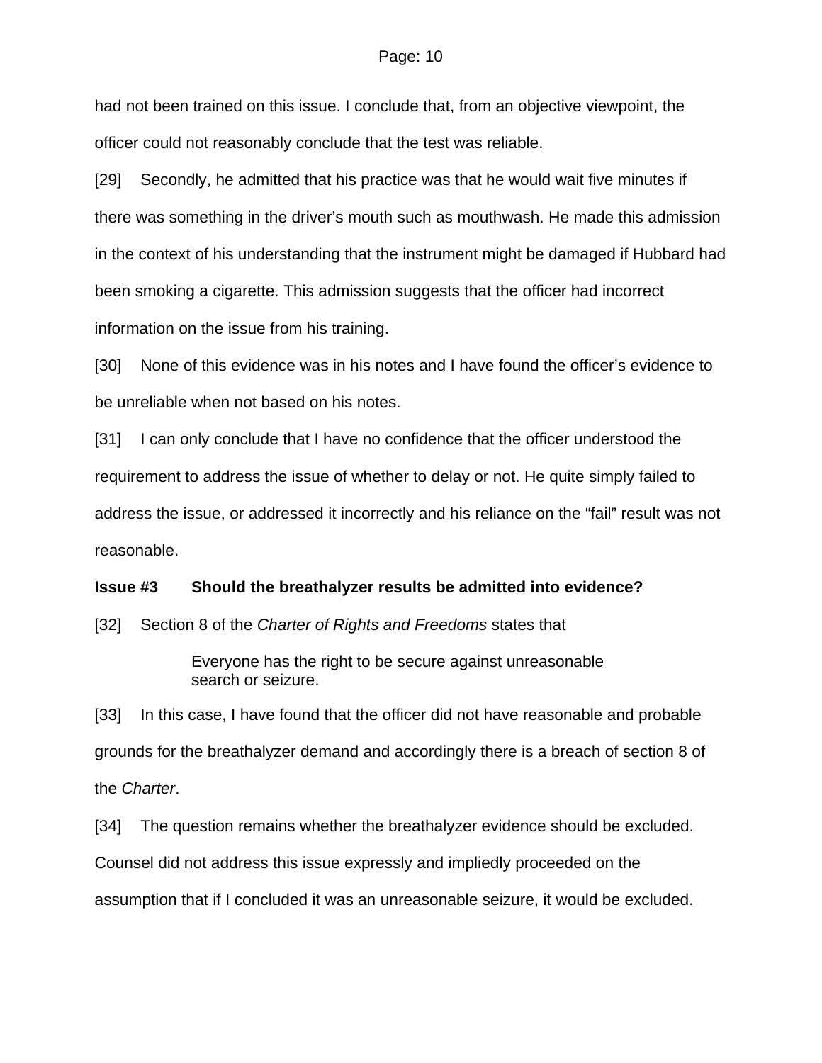had not been trained on this issue. I conclude that, from an objective viewpoint, the officer could not reasonably conclude that the test was reliable.

[29] Secondly, he admitted that his practice was that he would wait five minutes if there was something in the driver's mouth such as mouthwash. He made this admission in the context of his understanding that the instrument might be damaged if Hubbard had been smoking a cigarette. This admission suggests that the officer had incorrect information on the issue from his training.

[30] None of this evidence was in his notes and I have found the officer's evidence to be unreliable when not based on his notes.

[31] I can only conclude that I have no confidence that the officer understood the requirement to address the issue of whether to delay or not. He quite simply failed to address the issue, or addressed it incorrectly and his reliance on the "fail" result was not reasonable.

**Issue #3 Should the breathalyzer results be admitted into evidence?**

[32] Section 8 of the *Charter of Rights and Freedoms* states that

> Everyone has the right to be secure against unreasonable search or seizure.

[33] In this case, I have found that the officer did not have reasonable and probable grounds for the breathalyzer demand and accordingly there is a breach of section 8 of the *Charter*.

[34] The question remains whether the breathalyzer evidence should be excluded. Counsel did not address this issue expressly and impliedly proceeded on the assumption that if I concluded it was an unreasonable seizure, it would be excluded.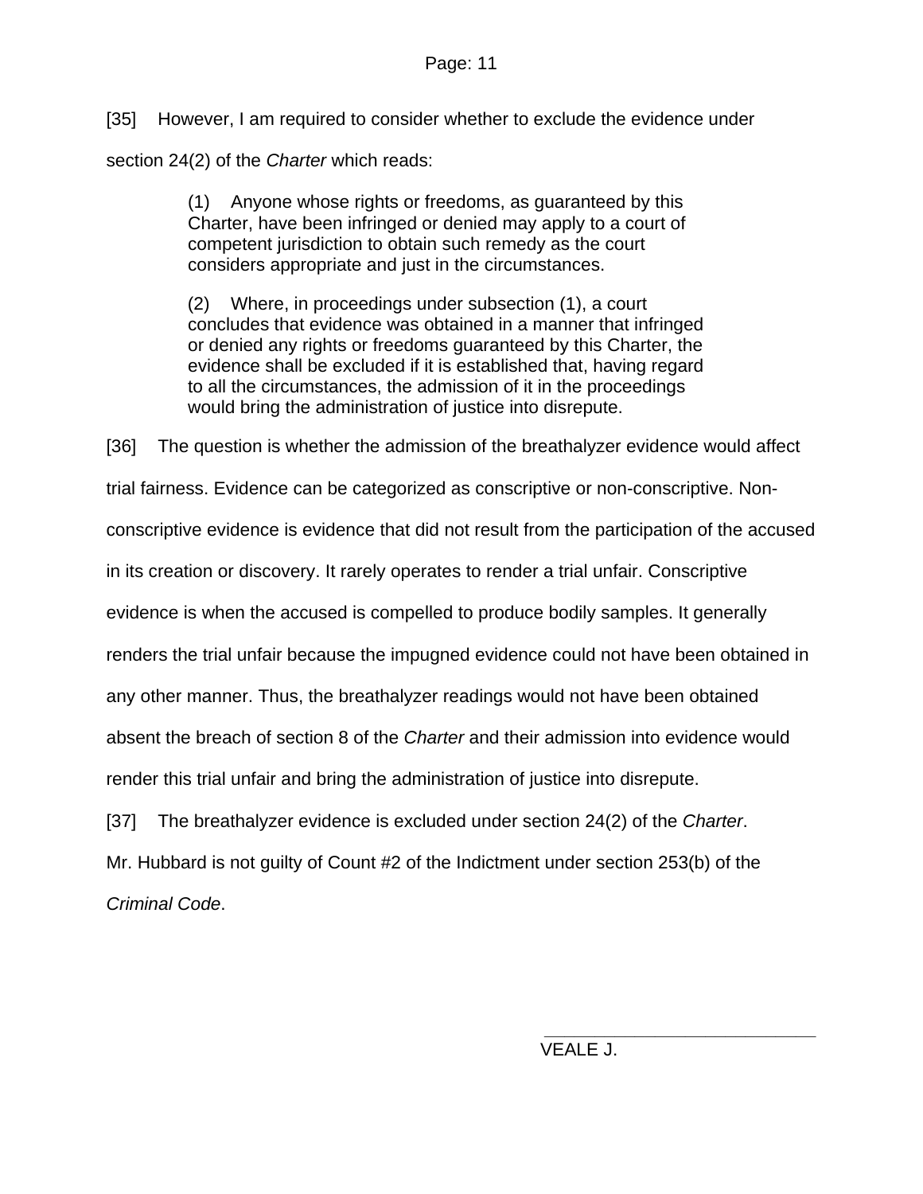[35] However, I am required to consider whether to exclude the evidence under section 24(2) of the *Charter* which reads:

> (1) Anyone whose rights or freedoms, as guaranteed by this Charter, have been infringed or denied may apply to a court of competent jurisdiction to obtain such remedy as the court considers appropriate and just in the circumstances.
>
> (2) Where, in proceedings under subsection (1), a court concludes that evidence was obtained in a manner that infringed or denied any rights or freedoms guaranteed by this Charter, the evidence shall be excluded if it is established that, having regard to all the circumstances, the admission of it in the proceedings would bring the administration of justice into disrepute.

[36] The question is whether the admission of the breathalyzer evidence would affect trial fairness. Evidence can be categorized as conscriptive or non-conscriptive. Non-conscriptive evidence is evidence that did not result from the participation of the accused in its creation or discovery. It rarely operates to render a trial unfair. Conscriptive evidence is when the accused is compelled to produce bodily samples. It generally renders the trial unfair because the impugned evidence could not have been obtained in any other manner. Thus, the breathalyzer readings would not have been obtained absent the breach of section 8 of the *Charter* and their admission into evidence would render this trial unfair and bring the administration of justice into disrepute.

[37] The breathalyzer evidence is excluded under section 24(2) of the *Charter*. Mr. Hubbard is not guilty of Count #2 of the Indictment under section 253(b) of the *Criminal Code*.

VEALE J.